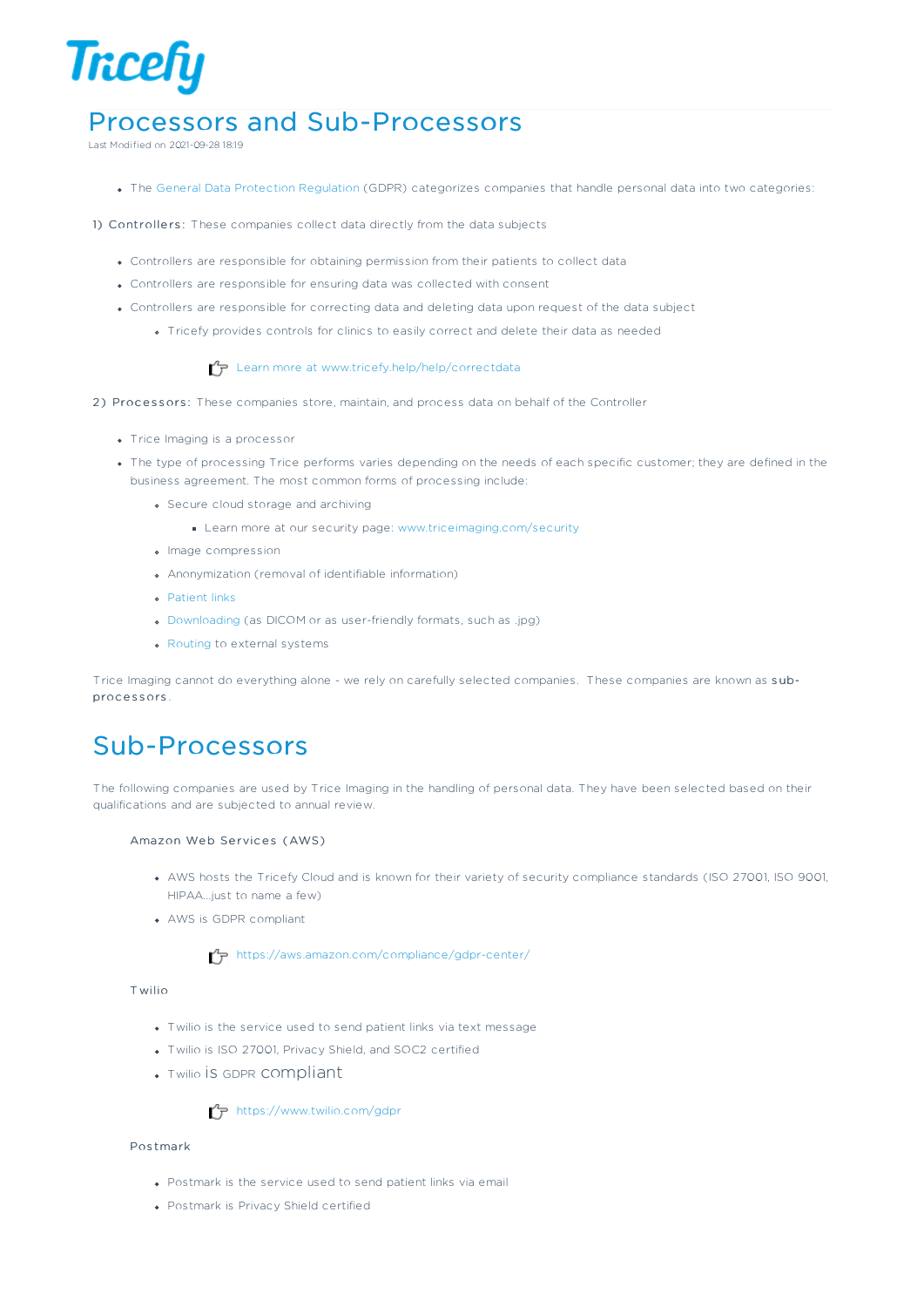Tricefy

# Processors and Sub-Processors

Last Modified on 2021-09-28 18:19

- The General Data Protection Regulation (GDPR) categorizes companies that handle personal data into two categories:

1) **Controllers**: These companies collect data directly from the data subjects

- Controllers are responsible for obtaining permission from their patients to collect data
- Controllers are responsible for ensuring data was collected with consent
- Controllers are responsible for correcting data and deleting data upon request of the data subject
  - Tricefy provides controls for clinics to easily correct and delete their data as needed

☞ Learn more at www.tricefy.help/help/correctdata

2) **Processors**: These companies store, maintain, and process data on behalf of the Controller

- Trice Imaging is a processor
- The type of processing Trice performs varies depending on the needs of each specific customer; they are defined in the business agreement. The most common forms of processing include:
  - Secure cloud storage and archiving
    - Learn more at our security page: www.triceimaging.com/security
  - Image compression
  - Anonymization (removal of identifiable information)
  - Patient links
  - Downloading (as DICOM or as user-friendly formats, such as .jpg)
  - Routing to external systems

Trice Imaging cannot do everything alone - we rely on carefully selected companies. These companies are known as **sub-processors**.

# Sub-Processors

The following companies are used by Trice Imaging in the handling of personal data. They have been selected based on their qualifications and are subjected to annual review.

**Amazon Web Services (AWS)**

- AWS hosts the Tricefy Cloud and is known for their variety of security compliance standards (ISO 27001, ISO 9001, HIPAA...just to name a few)
- AWS is GDPR compliant

☞ https://aws.amazon.com/compliance/gdpr-center/

**Twilio**

- Twilio is the service used to send patient links via text message
- Twilio is ISO 27001, Privacy Shield, and SOC2 certified
- Twilio is GDPR compliant

☞ https://www.twilio.com/gdpr

**Postmark**

- Postmark is the service used to send patient links via email
- Postmark is Privacy Shield certified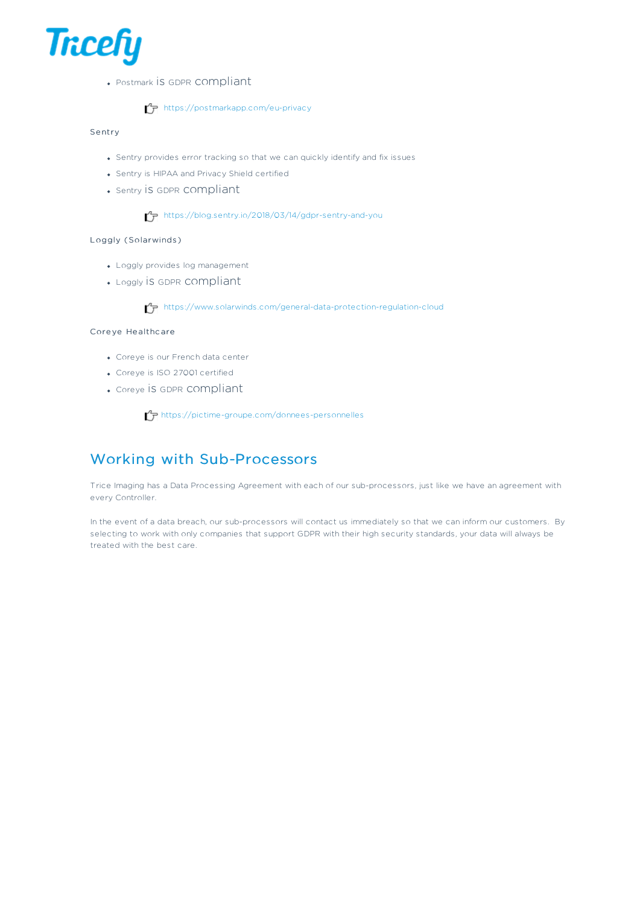- Postmark is GDPR compliant

  ☞ https://postmarkapp.com/eu-privacy

### Sentry

- Sentry provides error tracking so that we can quickly identify and fix issues
- Sentry is HIPAA and Privacy Shield certified
- Sentry is GDPR compliant

  ☞ https://blog.sentry.io/2018/03/14/gdpr-sentry-and-you

### Loggly (Solarwinds)

- Loggly provides log management
- Loggly is GDPR compliant

  ☞ https://www.solarwinds.com/general-data-protection-regulation-cloud

### Coreye Healthcare

- Coreye is our French data center
- Coreye is ISO 27001 certified
- Coreye is GDPR compliant

  ☞ https://pictime-groupe.com/donnees-personnelles

## Working with Sub-Processors

Trice Imaging has a Data Processing Agreement with each of our sub-processors, just like we have an agreement with every Controller.

In the event of a data breach, our sub-processors will contact us immediately so that we can inform our customers. By selecting to work with only companies that support GDPR with their high security standards, your data will always be treated with the best care.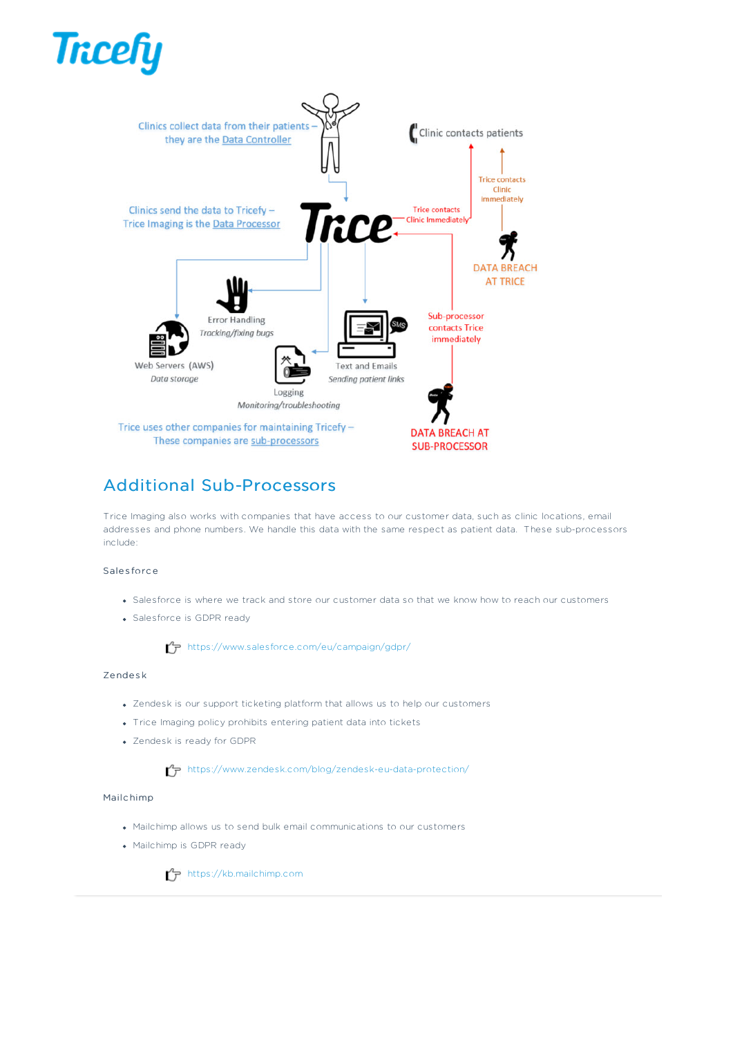Clinics collect data from their patients – they are the Data Controller

Clinic contacts patients

Trice contacts Clinic immediately

Clinics send the data to Tricefy – Trice Imaging is the Data Processor

Trice

Trice contacts Clinic Immediately

DATA BREACH AT TRICE

Error Handling
*Tracking/fixing bugs*

Web Servers (AWS)
*Data storage*

Text and Emails
*Sending patient links*

Sub-processor contacts Trice immediately

Logging
*Monitoring/troubleshooting*

Trice uses other companies for maintaining Tricefy – These companies are sub-processors

DATA BREACH AT SUB-PROCESSOR

## Additional Sub-Processors

Trice Imaging also works with companies that have access to our customer data, such as clinic locations, email addresses and phone numbers. We handle this data with the same respect as patient data. These sub-processors include:

Salesforce

- Salesforce is where we track and store our customer data so that we know how to reach our customers
- Salesforce is GDPR ready

https://www.salesforce.com/eu/campaign/gdpr/

Zendesk

- Zendesk is our support ticketing platform that allows us to help our customers
- Trice Imaging policy prohibits entering patient data into tickets
- Zendesk is ready for GDPR

https://www.zendesk.com/blog/zendesk-eu-data-protection/

Mailchimp

- Mailchimp allows us to send bulk email communications to our customers
- Mailchimp is GDPR ready

https://kb.mailchimp.com